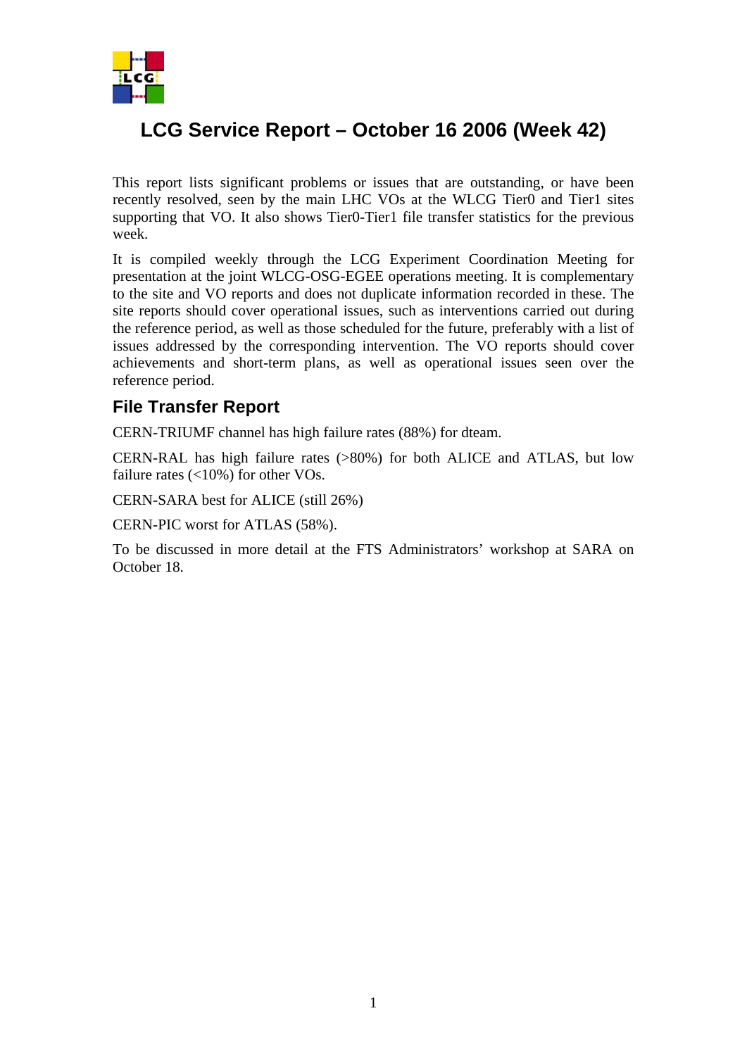# LCG Service Report – October 16 2006 (Week 42)

This report lists significant problems or issues that are outstanding, or have been recently resolved, seen by the main LHC VOs at the WLCG Tier0 and Tier1 sites supporting that VO. It also shows Tier0-Tier1 file transfer statistics for the previous week.

It is compiled weekly through the LCG Experiment Coordination Meeting for presentation at the joint WLCG-OSG-EGEE operations meeting. It is complementary to the site and VO reports and does not duplicate information recorded in these. The site reports should cover operational issues, such as interventions carried out during the reference period, as well as those scheduled for the future, preferably with a list of issues addressed by the corresponding intervention. The VO reports should cover achievements and short-term plans, as well as operational issues seen over the reference period.

## File Transfer Report

CERN-TRIUMF channel has high failure rates (88%) for dteam.

CERN-RAL has high failure rates (>80%) for both ALICE and ATLAS, but low failure rates (<10%) for other VOs.

CERN-SARA best for ALICE (still 26%)

CERN-PIC worst for ATLAS (58%).

To be discussed in more detail at the FTS Administrators' workshop at SARA on October 18.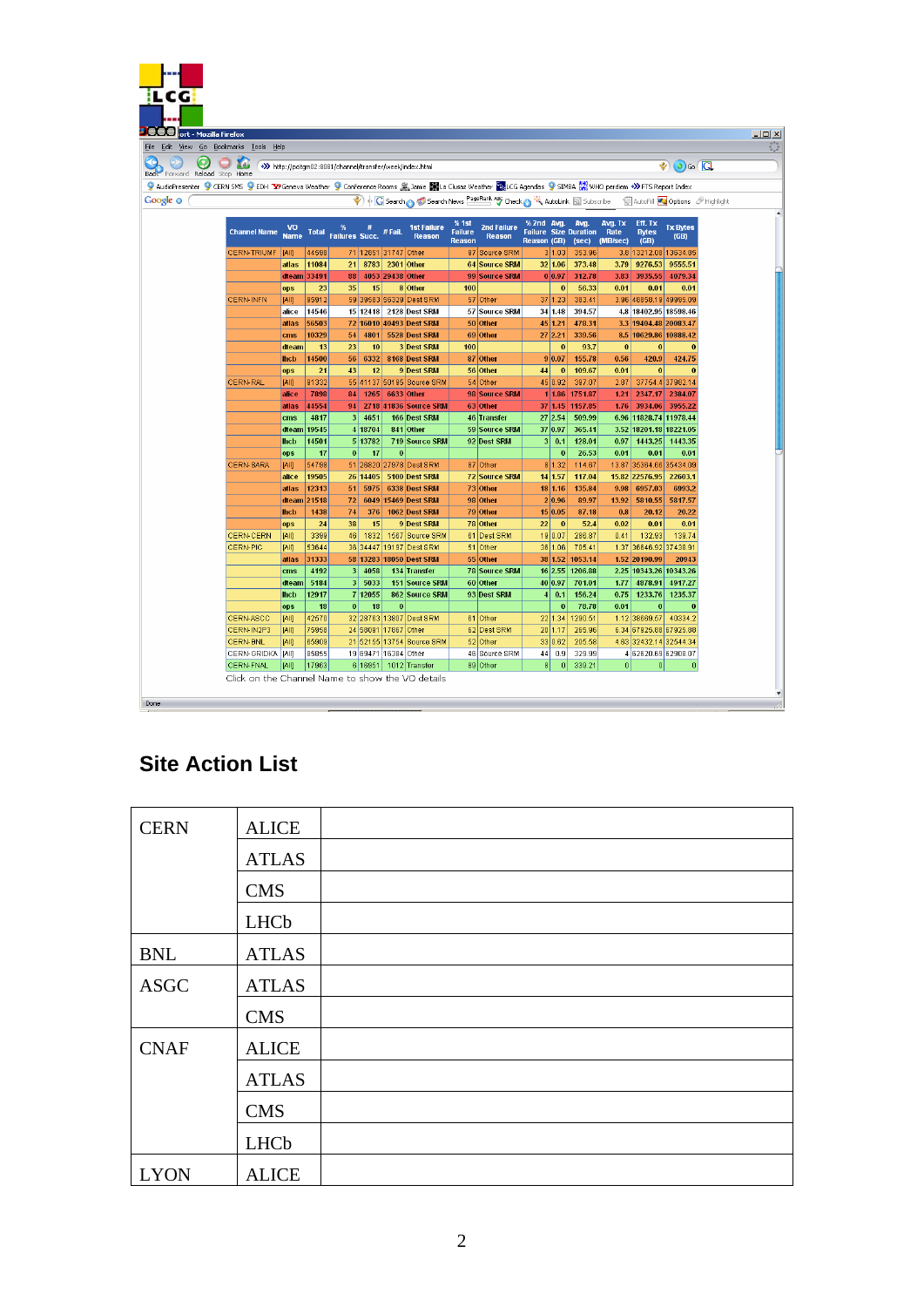| Channel Name | VO Name | Total | % Failures | # Succ. | # Fail. | 1st Failure Reason | % 1st Failure Reason | 2nd Failure Reason | % 2nd Failure Reason | Avg. Size (GB) | Avg. Duration (sec) | Avg. Tx Rate (MB/sec) | Eff. Tx Bytes (GB) | Tx Bytes (GB) |
|---|---|---|---|---|---|---|---|---|---|---|---|---|---|---|
| CERN-TRIUMF | [All] | 44598 | 71 | 12851 | 31747 | Other | 87 | Source SRM | 3 | 1.03 | 353.96 | 3.8 | 13212.08 | 13634.86 |
| | atlas | 11084 | 21 | 8783 | 2301 | Other | 64 | Source SRM | 32 | 1.06 | 373.48 | 3.79 | 9276.53 | 9555.51 |
| | dteam | 33491 | 88 | 4053 | 29438 | Other | 99 | Source SRM | 0 | 0.97 | 312.78 | 3.83 | 3935.55 | 4079.34 |
| | ops | 23 | 35 | 15 | 8 | Other | 100 | | | 0 | 56.33 | 0.01 | 0.01 | 0.01 |
| CERN-INFN | [All] | 85912 | 59 | 35583 | 50329 | Dest SRM | 57 | Other | 37 | 1.23 | 383.41 | 3.96 | 48858.18 | 49985.09 |
| | alice | 14546 | 15 | 12418 | 2128 | Dest SRM | 57 | Source SRM | 34 | 1.48 | 394.57 | 4.8 | 18402.05 | 18598.46 |
| | atlas | 56503 | 72 | 16010 | 40493 | Dest SRM | 50 | Other | 45 | 1.21 | 478.31 | 3.3 | 19404.48 | 20083.47 |
| | cms | 10329 | 54 | 4801 | 5528 | Dest SRM | 69 | Other | 27 | 2.21 | 330.56 | 8.5 | 10629.86 | 10888.42 |
| | dteam | 13 | 23 | 10 | 3 | Dest SRM | 100 | | | 0 | 93.7 | 0 | 0 | 0 |
| | lhcb | 14500 | 56 | 6332 | 8168 | Dest SRM | 87 | Other | 9 | 0.07 | 155.78 | 0.56 | 420.9 | 424.75 |
| | ops | 21 | 43 | 12 | 9 | Dest SRM | 56 | Other | 44 | 0 | 109.67 | 0.01 | 0 | 0 |
| CERN-RAL | [All] | 91332 | 55 | 41137 | 50195 | Source SRM | 54 | Other | 45 | 0.92 | 397.07 | 2.87 | 37754.4 | 37982.14 |
| | alice | 7898 | 84 | 1265 | 6633 | Other | 98 | Source SRM | 1 | 1.86 | 1751.87 | 1.21 | 2347.17 | 2384.07 |
| | atlas | 44554 | 94 | 2718 | 41836 | Source SRM | 63 | Other | 37 | 1.45 | 1157.85 | 1.76 | 3934.06 | 3955.22 |
| | cms | 4817 | 3 | 4651 | 166 | Dest SRM | 46 | Transfer | 27 | 2.54 | 509.99 | 6.96 | 11828.74 | 11978.44 |
| | dteam | 19545 | 4 | 18704 | 841 | Other | 59 | Source SRM | 37 | 0.97 | 365.41 | 3.52 | 18201.18 | 18221.05 |
| | lhcb | 14501 | 5 | 13782 | 719 | Source SRM | 92 | Dest SRM | 3 | 0.1 | 128.01 | 0.97 | 1443.25 | 1443.35 |
| | ops | 17 | 0 | 17 | 0 | | | | | 0 | 26.53 | 0.01 | 0.01 | 0.01 |
| CERN-SARA | [All] | 54786 | 51 | 26820 | 27878 | Dest SRM | 67 | Other | 8 | 1.32 | 114.67 | 13.87 | 35364.68 | 35434.09 |
| | alice | 19505 | 26 | 14405 | 5100 | Dest SRM | 72 | Source SRM | 14 | 1.57 | 117.04 | 15.82 | 22576.95 | 22603.1 |
| | atlas | 12313 | 51 | 5975 | 6338 | Dest SRM | 73 | Other | 18 | 1.16 | 135.84 | 9.98 | 6957.03 | 6993.2 |
| | dteam | 21518 | 72 | 6049 | 15469 | Dest SRM | 98 | Other | 2 | 0.96 | 89.97 | 13.92 | 5810.55 | 5817.57 |
| | lhcb | 1438 | 74 | 376 | 1062 | Dest SRM | 79 | Other | 15 | 0.05 | 87.18 | 0.8 | 20.12 | 20.22 |
| | ops | 24 | 38 | 15 | 9 | Dest SRM | 78 | Other | 22 | 0 | 52.4 | 0.02 | 0.01 | 0.01 |
| CERN-CERN | [All] | 3399 | 46 | 1832 | 1567 | Source SRM | 81 | Dest SRM | 19 | 0.07 | 286.87 | 0.41 | 132.93 | 139.74 |
| CERN-PIC | [All] | 53644 | 36 | 34447 | 19197 | Dest SRM | 51 | Other | 36 | 1.06 | 705.41 | 1.37 | 36646.92 | 37438.91 |
| | atlas | 31333 | 58 | 13283 | 18050 | Dest SRM | 55 | Other | 38 | 1.52 | 1053.14 | 1.52 | 20190.99 | 20943 |
| | cms | 4192 | 3 | 4058 | 134 | Transfer | 78 | Source SRM | 16 | 2.55 | 1206.88 | 2.25 | 10343.26 | 10343.26 |
| | dteam | 5184 | 3 | 5033 | 151 | Source SRM | 60 | Other | 40 | 0.97 | 701.01 | 1.77 | 4878.91 | 4917.27 |
| | lhcb | 12917 | 7 | 12055 | 862 | Source SRM | 93 | Dest SRM | 4 | 0.1 | 156.24 | 0.75 | 1233.76 | 1235.37 |
| | ops | 18 | 0 | 18 | 0 | | | | | 0 | 78.78 | 0.01 | 0 | 0 |
| CERN-ASGC | [All] | 42670 | 32 | 28763 | 13807 | Dest SRM | 61 | Other | 22 | 1.34 | 1290.51 | 1.12 | 38669.57 | 40334.2 |
| CERN-IN2P3 | [All] | 75958 | 24 | 58091 | 17867 | Other | 62 | Dest SRM | 20 | 1.17 | 265.96 | 6.34 | 67825.88 | 67925.88 |
| CERN-BNL | [All] | 65909 | 21 | 52155 | 13754 | Source SRM | 52 | Other | 33 | 0.62 | 205.58 | 4.63 | 32432.14 | 32544.34 |
| CERN-GRIDKA | [All] | 85855 | 19 | 69471 | 16384 | Other | 46 | Source SRM | 44 | 0.9 | 329.99 | 4 | 62620.69 | 62908.07 |
| CERN-FNAL | [All] | 17963 | 6 | 16951 | 1012 | Transfer | 89 | Other | 8 | 0 | 339.21 | 0 | 0 | 0 |

Click on the Channel Name to show the VO details

## Site Action List

| | | |
|---|---|---|
| CERN | ALICE | |
| | ATLAS | |
| | CMS | |
| | LHCb | |
| BNL | ATLAS | |
| ASGC | ATLAS | |
| | CMS | |
| CNAF | ALICE | |
| | ATLAS | |
| | CMS | |
| | LHCb | |
| LYON | ALICE | |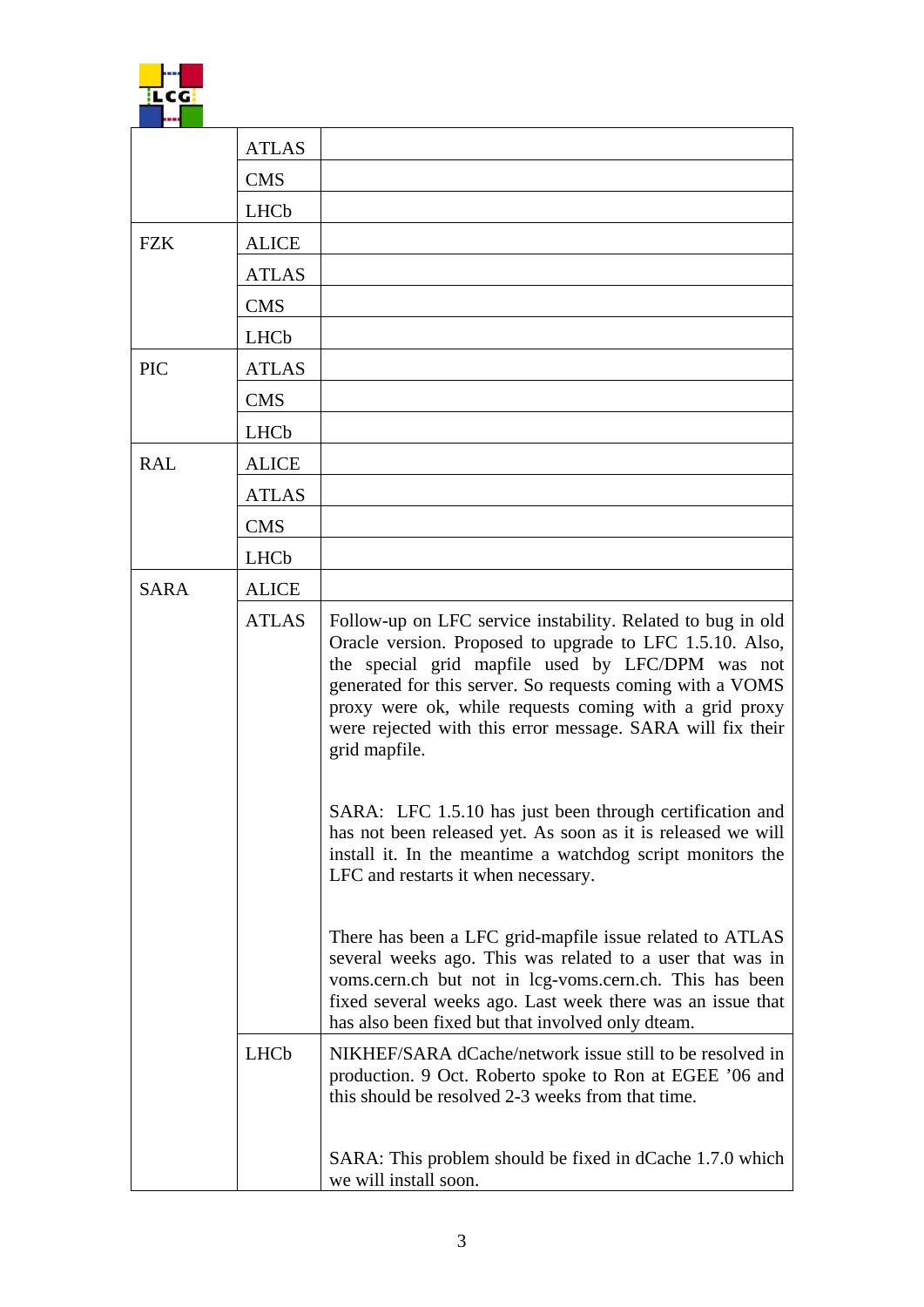| | | |
|---|---|---|
| | ATLAS | |
| | CMS | |
| | LHCb | |
| FZK | ALICE | |
| | ATLAS | |
| | CMS | |
| | LHCb | |
| PIC | ATLAS | |
| | CMS | |
| | LHCb | |
| RAL | ALICE | |
| | ATLAS | |
| | CMS | |
| | LHCb | |
| SARA | ALICE | |
| | ATLAS | Follow-up on LFC service instability. Related to bug in old Oracle version. Proposed to upgrade to LFC 1.5.10. Also, the special grid mapfile used by LFC/DPM was not generated for this server. So requests coming with a VOMS proxy were ok, while requests coming with a grid proxy were rejected with this error message. SARA will fix their grid mapfile.<br><br>SARA: LFC 1.5.10 has just been through certification and has not been released yet. As soon as it is released we will install it. In the meantime a watchdog script monitors the LFC and restarts it when necessary.<br><br>There has been a LFC grid-mapfile issue related to ATLAS several weeks ago. This was related to a user that was in voms.cern.ch but not in lcg-voms.cern.ch. This has been fixed several weeks ago. Last week there was an issue that has also been fixed but that involved only dteam. |
| | LHCb | NIKHEF/SARA dCache/network issue still to be resolved in production. 9 Oct. Roberto spoke to Ron at EGEE '06 and this should be resolved 2-3 weeks from that time.<br><br>SARA: This problem should be fixed in dCache 1.7.0 which we will install soon. |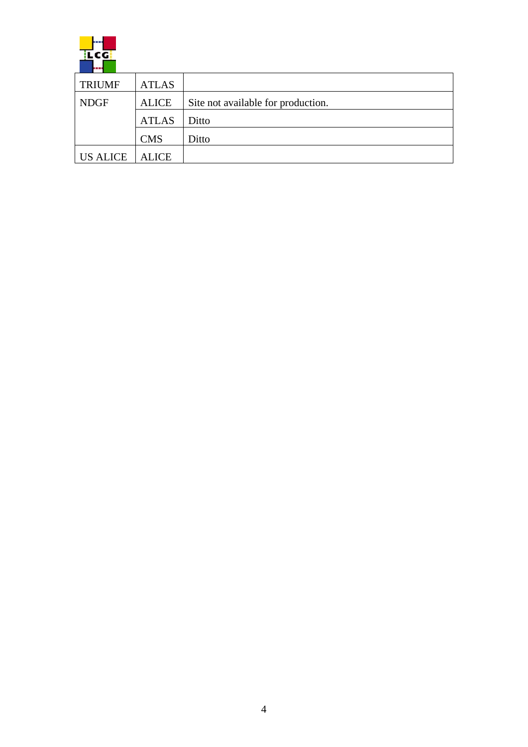| | | |
|---|---|---|
| TRIUMF | ATLAS | |
| NDGF | ALICE | Site not available for production. |
| | ATLAS | Ditto |
| | CMS | Ditto |
| US ALICE | ALICE | |